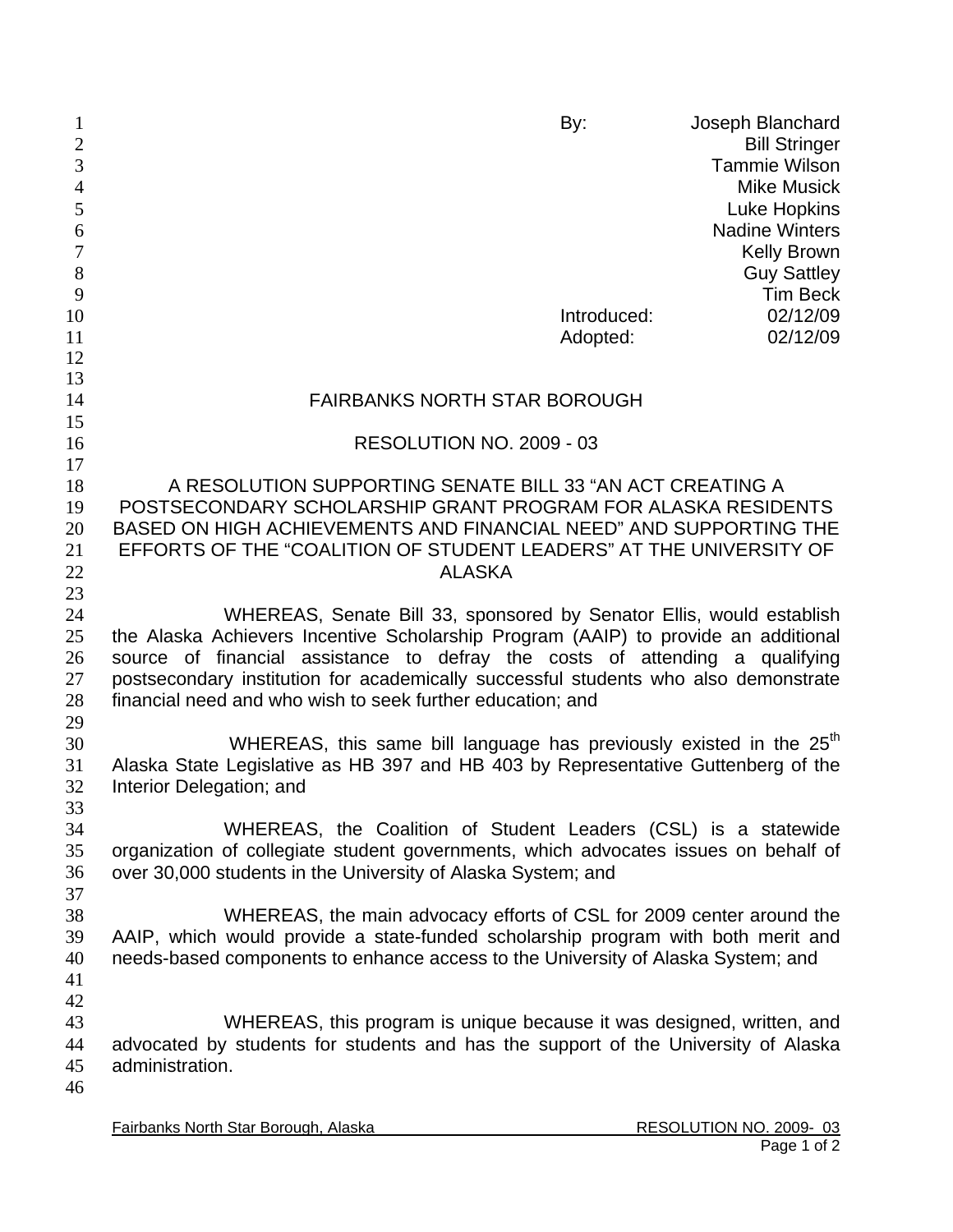By: Joseph Blanchard
Bill Stringer
Tammie Wilson
Mike Musick
Luke Hopkins
Nadine Winters
Kelly Brown
Guy Sattley
Tim Beck

Introduced: 02/12/09
Adopted: 02/12/09

# FAIRBANKS NORTH STAR BOROUGH

## RESOLUTION NO. 2009 - 03

A RESOLUTION SUPPORTING SENATE BILL 33 "AN ACT CREATING A POSTSECONDARY SCHOLARSHIP GRANT PROGRAM FOR ALASKA RESIDENTS BASED ON HIGH ACHIEVEMENTS AND FINANCIAL NEED" AND SUPPORTING THE EFFORTS OF THE "COALITION OF STUDENT LEADERS" AT THE UNIVERSITY OF ALASKA

WHEREAS, Senate Bill 33, sponsored by Senator Ellis, would establish the Alaska Achievers Incentive Scholarship Program (AAIP) to provide an additional source of financial assistance to defray the costs of attending a qualifying postsecondary institution for academically successful students who also demonstrate financial need and who wish to seek further education; and

WHEREAS, this same bill language has previously existed in the 25th Alaska State Legislative as HB 397 and HB 403 by Representative Guttenberg of the Interior Delegation; and

WHEREAS, the Coalition of Student Leaders (CSL) is a statewide organization of collegiate student governments, which advocates issues on behalf of over 30,000 students in the University of Alaska System; and

WHEREAS, the main advocacy efforts of CSL for 2009 center around the AAIP, which would provide a state-funded scholarship program with both merit and needs-based components to enhance access to the University of Alaska System; and

WHEREAS, this program is unique because it was designed, written, and advocated by students for students and has the support of the University of Alaska administration.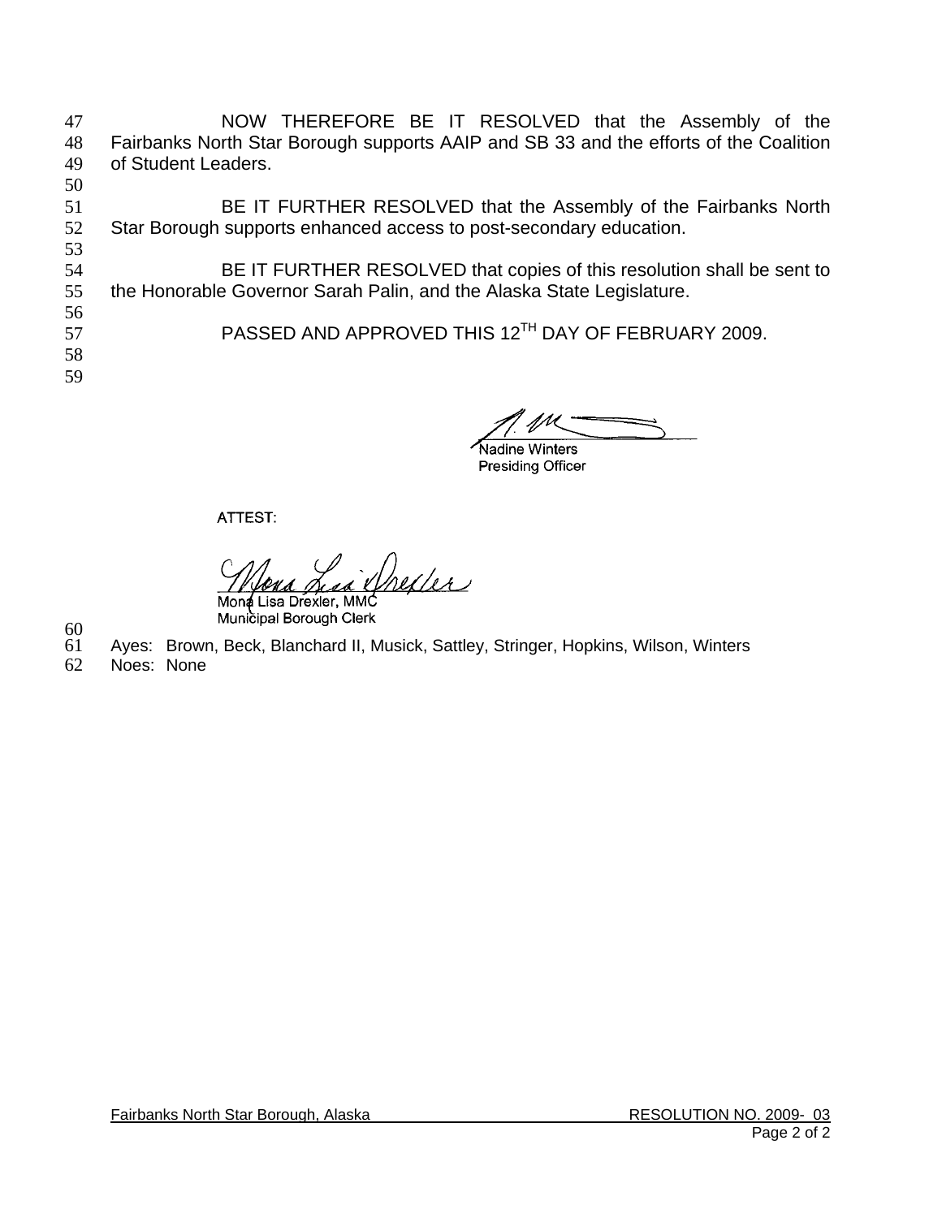NOW THEREFORE BE IT RESOLVED that the Assembly of the Fairbanks North Star Borough supports AAIP and SB 33 and the efforts of the Coalition of Student Leaders.

BE IT FURTHER RESOLVED that the Assembly of the Fairbanks North Star Borough supports enhanced access to post-secondary education.

BE IT FURTHER RESOLVED that copies of this resolution shall be sent to the Honorable Governor Sarah Palin, and the Alaska State Legislature.

PASSED AND APPROVED THIS 12TH DAY OF FEBRUARY 2009.

Nadine Winters
Presiding Officer

ATTEST:

Mona Lisa Drexler, MMC
Municipal Borough Clerk

Ayes: Brown, Beck, Blanchard II, Musick, Sattley, Stringer, Hopkins, Wilson, Winters
Noes: None

Fairbanks North Star Borough, Alaska RESOLUTION NO. 2009- 03